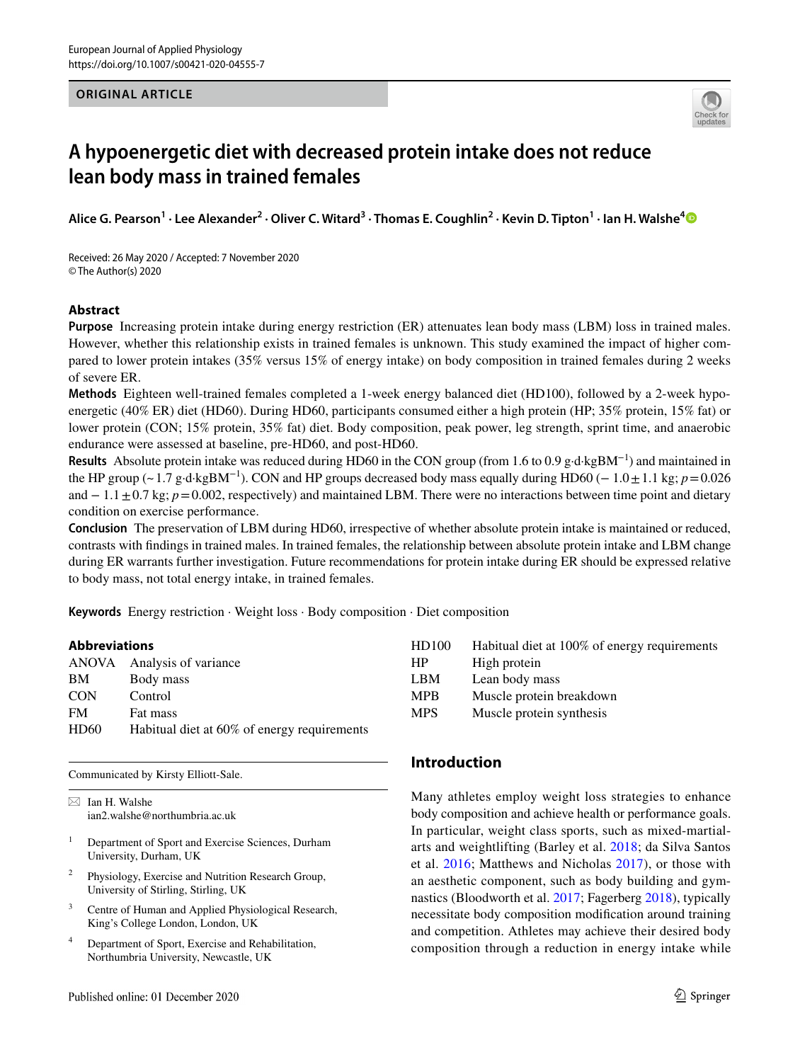ORIGINAL ARTICLE

# A hypoenergetic diet with decreased protein intake does not reduce lean body mass in trained females

**Alice G. Pearson[1] · Lee Alexander[2] · Oliver C. Witard[3] · Thomas E. Coughlin[2] · Kevin D. Tipton[1] · Ian H. Walshe[4]**

Received: 26 May 2020 / Accepted: 7 November 2020
© The Author(s) 2020

## Abstract

**Purpose** Increasing protein intake during energy restriction (ER) attenuates lean body mass (LBM) loss in trained males. However, whether this relationship exists in trained females is unknown. This study examined the impact of higher compared to lower protein intakes (35% versus 15% of energy intake) on body composition in trained females during 2 weeks of severe ER.

**Methods** Eighteen well-trained females completed a 1-week energy balanced diet (HD100), followed by a 2-week hypoenergetic (40% ER) diet (HD60). During HD60, participants consumed either a high protein (HP; 35% protein, 15% fat) or lower protein (CON; 15% protein, 35% fat) diet. Body composition, peak power, leg strength, sprint time, and anaerobic endurance were assessed at baseline, pre-HD60, and post-HD60.

**Results** Absolute protein intake was reduced during HD60 in the CON group (from 1.6 to 0.9 g·d·kgBM$^{-1}$) and maintained in the HP group (~ 1.7 g·d·kgBM$^{-1}$). CON and HP groups decreased body mass equally during HD60 ($-1.0 \pm 1.1$ kg; $p = 0.026$ and $-1.1 \pm 0.7$ kg; $p = 0.002$, respectively) and maintained LBM. There were no interactions between time point and dietary condition on exercise performance.

**Conclusion** The preservation of LBM during HD60, irrespective of whether absolute protein intake is maintained or reduced, contrasts with findings in trained males. In trained females, the relationship between absolute protein intake and LBM change during ER warrants further investigation. Future recommendations for protein intake during ER should be expressed relative to body mass, not total energy intake, in trained females.

**Keywords** Energy restriction · Weight loss · Body composition · Diet composition

### Abbreviations

| | |
|---|---|
| ANOVA | Analysis of variance |
| BM | Body mass |
| CON | Control |
| FM | Fat mass |
| HD60 | Habitual diet at 60% of energy requirements |
| HD100 | Habitual diet at 100% of energy requirements |
| HP | High protein |
| LBM | Lean body mass |
| MPB | Muscle protein breakdown |
| MPS | Muscle protein synthesis |

Communicated by Kirsty Elliott-Sale.

✉ Ian H. Walshe
ian2.walshe@northumbria.ac.uk

[1] Department of Sport and Exercise Sciences, Durham University, Durham, UK

[2] Physiology, Exercise and Nutrition Research Group, University of Stirling, Stirling, UK

[3] Centre of Human and Applied Physiological Research, King's College London, London, UK

[4] Department of Sport, Exercise and Rehabilitation, Northumbria University, Newcastle, UK

## Introduction

Many athletes employ weight loss strategies to enhance body composition and achieve health or performance goals. In particular, weight class sports, such as mixed-martial-arts and weightlifting (Barley et al. 2018; da Silva Santos et al. 2016; Matthews and Nicholas 2017), or those with an aesthetic component, such as body building and gymnastics (Bloodworth et al. 2017; Fagerberg 2018), typically necessitate body composition modification around training and competition. Athletes may achieve their desired body composition through a reduction in energy intake while

Published online: 01 December 2020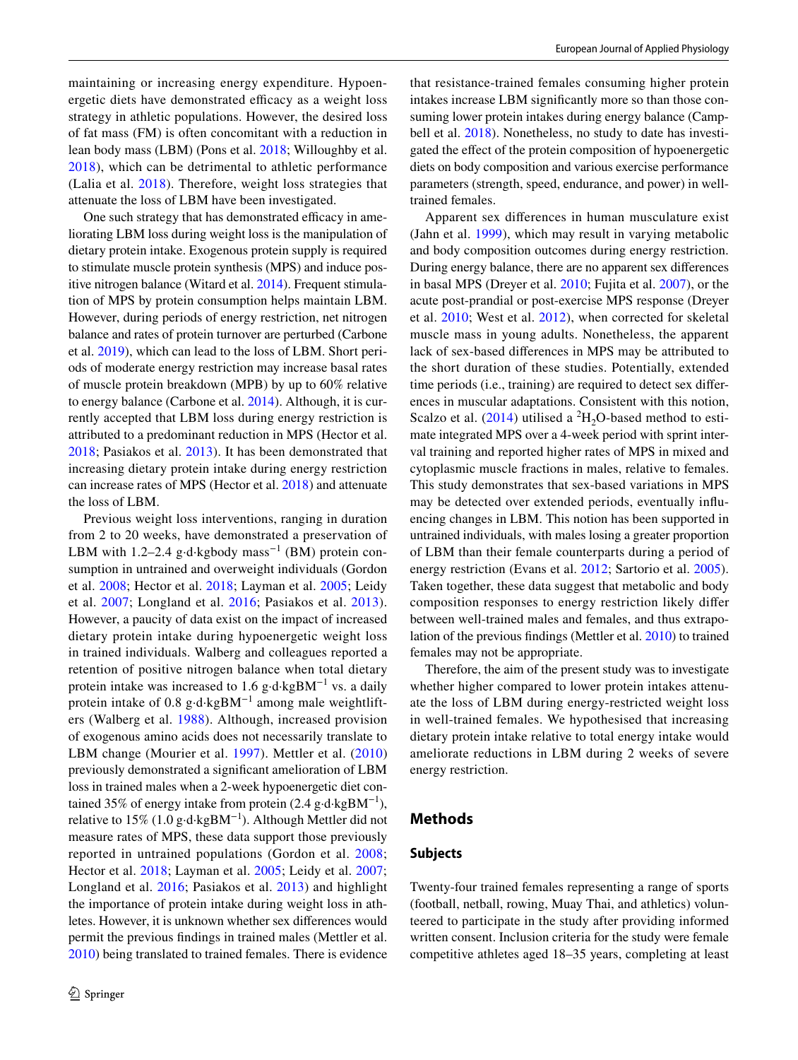maintaining or increasing energy expenditure. Hypoenergetic diets have demonstrated efficacy as a weight loss strategy in athletic populations. However, the desired loss of fat mass (FM) is often concomitant with a reduction in lean body mass (LBM) (Pons et al. 2018; Willoughby et al. 2018), which can be detrimental to athletic performance (Lalia et al. 2018). Therefore, weight loss strategies that attenuate the loss of LBM have been investigated.

One such strategy that has demonstrated efficacy in ameliorating LBM loss during weight loss is the manipulation of dietary protein intake. Exogenous protein supply is required to stimulate muscle protein synthesis (MPS) and induce positive nitrogen balance (Witard et al. 2014). Frequent stimulation of MPS by protein consumption helps maintain LBM. However, during periods of energy restriction, net nitrogen balance and rates of protein turnover are perturbed (Carbone et al. 2019), which can lead to the loss of LBM. Short periods of moderate energy restriction may increase basal rates of muscle protein breakdown (MPB) by up to 60% relative to energy balance (Carbone et al. 2014). Although, it is currently accepted that LBM loss during energy restriction is attributed to a predominant reduction in MPS (Hector et al. 2018; Pasiakos et al. 2013). It has been demonstrated that increasing dietary protein intake during energy restriction can increase rates of MPS (Hector et al. 2018) and attenuate the loss of LBM.

Previous weight loss interventions, ranging in duration from 2 to 20 weeks, have demonstrated a preservation of LBM with 1.2–2.4 g·d·kgbody mass$^{-1}$ (BM) protein consumption in untrained and overweight individuals (Gordon et al. 2008; Hector et al. 2018; Layman et al. 2005; Leidy et al. 2007; Longland et al. 2016; Pasiakos et al. 2013). However, a paucity of data exist on the impact of increased dietary protein intake during hypoenergetic weight loss in trained individuals. Walberg and colleagues reported a retention of positive nitrogen balance when total dietary protein intake was increased to 1.6 g·d·kgBM$^{-1}$ vs. a daily protein intake of 0.8 g·d·kgBM$^{-1}$ among male weightlifters (Walberg et al. 1988). Although, increased provision of exogenous amino acids does not necessarily translate to LBM change (Mourier et al. 1997). Mettler et al. (2010) previously demonstrated a significant amelioration of LBM loss in trained males when a 2-week hypoenergetic diet contained 35% of energy intake from protein (2.4 g·d·kgBM$^{-1}$), relative to 15% (1.0 g·d·kgBM$^{-1}$). Although Mettler did not measure rates of MPS, these data support those previously reported in untrained populations (Gordon et al. 2008; Hector et al. 2018; Layman et al. 2005; Leidy et al. 2007; Longland et al. 2016; Pasiakos et al. 2013) and highlight the importance of protein intake during weight loss in athletes. However, it is unknown whether sex differences would permit the previous findings in trained males (Mettler et al. 2010) being translated to trained females. There is evidence that resistance-trained females consuming higher protein intakes increase LBM significantly more so than those consuming lower protein intakes during energy balance (Campbell et al. 2018). Nonetheless, no study to date has investigated the effect of the protein composition of hypoenergetic diets on body composition and various exercise performance parameters (strength, speed, endurance, and power) in well-trained females.

Apparent sex differences in human musculature exist (Jahn et al. 1999), which may result in varying metabolic and body composition outcomes during energy restriction. During energy balance, there are no apparent sex differences in basal MPS (Dreyer et al. 2010; Fujita et al. 2007), or the acute post-prandial or post-exercise MPS response (Dreyer et al. 2010; West et al. 2012), when corrected for skeletal muscle mass in young adults. Nonetheless, the apparent lack of sex-based differences in MPS may be attributed to the short duration of these studies. Potentially, extended time periods (i.e., training) are required to detect sex differences in muscular adaptations. Consistent with this notion, Scalzo et al. (2014) utilised a $^{2}H_2O$-based method to estimate integrated MPS over a 4-week period with sprint interval training and reported higher rates of MPS in mixed and cytoplasmic muscle fractions in males, relative to females. This study demonstrates that sex-based variations in MPS may be detected over extended periods, eventually influencing changes in LBM. This notion has been supported in untrained individuals, with males losing a greater proportion of LBM than their female counterparts during a period of energy restriction (Evans et al. 2012; Sartorio et al. 2005). Taken together, these data suggest that metabolic and body composition responses to energy restriction likely differ between well-trained males and females, and thus extrapolation of the previous findings (Mettler et al. 2010) to trained females may not be appropriate.

Therefore, the aim of the present study was to investigate whether higher compared to lower protein intakes attenuate the loss of LBM during energy-restricted weight loss in well-trained females. We hypothesised that increasing dietary protein intake relative to total energy intake would ameliorate reductions in LBM during 2 weeks of severe energy restriction.

## Methods

### Subjects

Twenty-four trained females representing a range of sports (football, netball, rowing, Muay Thai, and athletics) volunteered to participate in the study after providing informed written consent. Inclusion criteria for the study were female competitive athletes aged 18–35 years, completing at least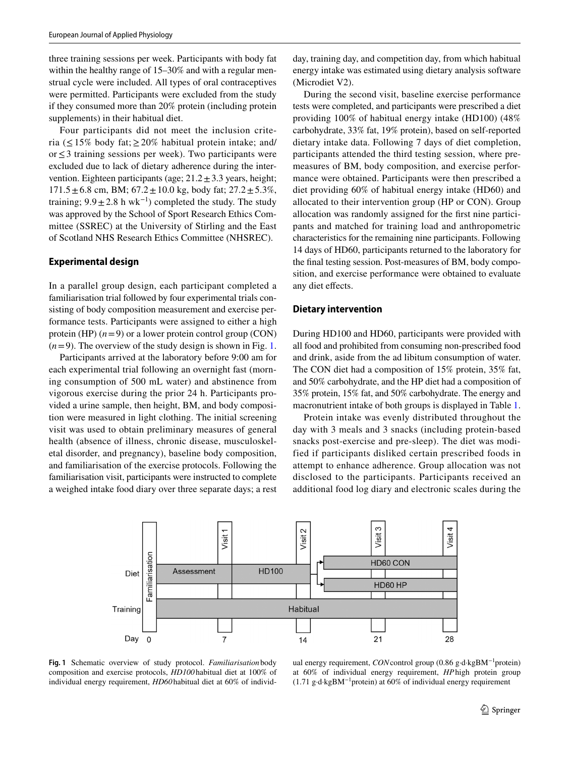three training sessions per week. Participants with body fat within the healthy range of 15–30% and with a regular menstrual cycle were included. All types of oral contraceptives were permitted. Participants were excluded from the study if they consumed more than 20% protein (including protein supplements) in their habitual diet.

Four participants did not meet the inclusion criteria ($\leq 15\%$ body fat; $\geq 20\%$ habitual protein intake; and/or $\leq 3$ training sessions per week). Two participants were excluded due to lack of dietary adherence during the intervention. Eighteen participants (age; $21.2 \pm 3.3$ years, height; $171.5 \pm 6.8$ cm, BM; $67.2 \pm 10.0$ kg, body fat; $27.2 \pm 5.3\%$, training; $9.9 \pm 2.8$ h $wk^{-1}$) completed the study. The study was approved by the School of Sport Research Ethics Committee (SSREC) at the University of Stirling and the East of Scotland NHS Research Ethics Committee (NHSREC).

### Experimental design

In a parallel group design, each participant completed a familiarisation trial followed by four experimental trials consisting of body composition measurement and exercise performance tests. Participants were assigned to either a high protein (HP) ($n = 9$) or a lower protein control group (CON) ($n = 9$). The overview of the study design is shown in Fig. 1.

Participants arrived at the laboratory before 9:00 am for each experimental trial following an overnight fast (morning consumption of 500 mL water) and abstinence from vigorous exercise during the prior 24 h. Participants provided a urine sample, then height, BM, and body composition were measured in light clothing. The initial screening visit was used to obtain preliminary measures of general health (absence of illness, chronic disease, musculoskeletal disorder, and pregnancy), baseline body composition, and familiarisation of the exercise protocols. Following the familiarisation visit, participants were instructed to complete a weighed intake food diary over three separate days; a rest day, training day, and competition day, from which habitual energy intake was estimated using dietary analysis software (Microdiet V2).

During the second visit, baseline exercise performance tests were completed, and participants were prescribed a diet providing 100% of habitual energy intake (HD100) (48% carbohydrate, 33% fat, 19% protein), based on self-reported dietary intake data. Following 7 days of diet completion, participants attended the third testing session, where pre-measures of BM, body composition, and exercise performance were obtained. Participants were then prescribed a diet providing 60% of habitual energy intake (HD60) and allocated to their intervention group (HP or CON). Group allocation was randomly assigned for the first nine participants and matched for training load and anthropometric characteristics for the remaining nine participants. Following 14 days of HD60, participants returned to the laboratory for the final testing session. Post-measures of BM, body composition, and exercise performance were obtained to evaluate any diet effects.

### Dietary intervention

During HD100 and HD60, participants were provided with all food and prohibited from consuming non-prescribed food and drink, aside from the ad libitum consumption of water. The CON diet had a composition of 15% protein, 35% fat, and 50% carbohydrate, and the HP diet had a composition of 35% protein, 15% fat, and 50% carbohydrate. The energy and macronutrient intake of both groups is displayed in Table 1.

Protein intake was evenly distributed throughout the day with 3 meals and 3 snacks (including protein-based snacks post-exercise and pre-sleep). The diet was modified if participants disliked certain prescribed foods in attempt to enhance adherence. Group allocation was not disclosed to the participants. Participants received an additional food log diary and electronic scales during the

**Fig. 1** Schematic overview of study protocol. *Familiarisation* body composition and exercise protocols, *HD100* habitual diet at 100% of individual energy requirement, *HD60* habitual diet at 60% of individual energy requirement, *CON* control group (0.86 g·d·kgBM$^{-1}$protein) at 60% of individual energy requirement, *HP* high protein group (1.71 g·d·kgBM$^{-1}$protein) at 60% of individual energy requirement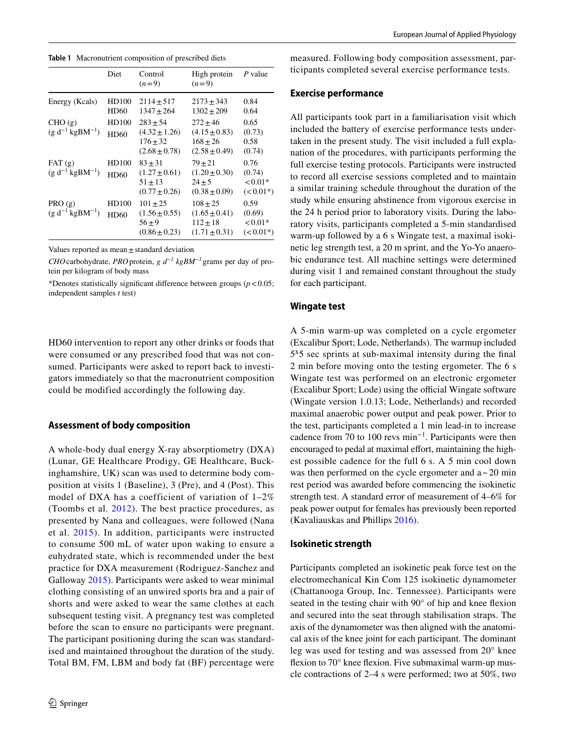**Table 1** Macronutrient composition of prescribed diets

| | Diet | Control ($n=9$) | High protein ($n=9$) | *P* value |
|---|---|---|---|---|
| Energy (Kcals) | HD100 | 2114 ± 517 | 2173 ± 343 | 0.84 |
| | HD60 | 1347 ± 264 | 1302 ± 209 | 0.64 |
| CHO (g) ($g\ d^{-1}\ kgBM^{-1}$) | HD100 | 283 ± 54 (4.32 ± 1.26) | 272 ± 46 (4.15 ± 0.83) | 0.65 (0.73) |
| | HD60 | 176 ± 32 (2.68 ± 0.78) | 168 ± 26 (2.58 ± 0.49) | 0.58 (0.74) |
| FAT (g) ($g\ d^{-1}\ kgBM^{-1}$) | HD100 | 83 ± 31 (1.27 ± 0.61) | 79 ± 21 (1.20 ± 0.30) | 0.76 (0.74) |
| | HD60 | 51 ± 13 (0.77 ± 0.26) | 24 ± 5 (0.38 ± 0.09) | < 0.01* (< 0.01*) |
| PRO (g) ($g\ d^{-1}\ kgBM^{-1}$) | HD100 | 101 ± 25 (1.56 ± 0.55) | 108 ± 25 (1.65 ± 0.41) | 0.59 (0.69) |
| | HD60 | 56 ± 9 (0.86 ± 0.23) | 112 ± 18 (1.71 ± 0.31) | < 0.01* (< 0.01*) |

Values reported as mean ± standard deviation

*CHO* carbohydrate, *PRO* protein, *$g\ d^{-1}\ kgBM^{-1}$* grams per day of protein per kilogram of body mass

*Denotes statistically significant difference between groups ($p < 0.05$; independent samples *t* test)

HD60 intervention to report any other drinks or foods that were consumed or any prescribed food that was not consumed. Participants were asked to report back to investigators immediately so that the macronutrient composition could be modified accordingly the following day.

## Assessment of body composition

A whole-body dual energy X-ray absorptiometry (DXA) (Lunar, GE Healthcare Prodigy, GE Healthcare, Buckinghamshire, UK) scan was used to determine body composition at visits 1 (Baseline), 3 (Pre), and 4 (Post). This model of DXA has a coefficient of variation of 1–2% (Toombs et al. 2012). The best practice procedures, as presented by Nana and colleagues, were followed (Nana et al. 2015). In addition, participants were instructed to consume 500 mL of water upon waking to ensure a euhydrated state, which is recommended under the best practice for DXA measurement (Rodriguez-Sanchez and Galloway 2015). Participants were asked to wear minimal clothing consisting of an unwired sports bra and a pair of shorts and were asked to wear the same clothes at each subsequent testing visit. A pregnancy test was completed before the scan to ensure no participants were pregnant. The participant positioning during the scan was standardised and maintained throughout the duration of the study. Total BM, FM, LBM and body fat (BF) percentage were measured. Following body composition assessment, participants completed several exercise performance tests.

## Exercise performance

All participants took part in a familiarisation visit which included the battery of exercise performance tests undertaken in the present study. The visit included a full explanation of the procedures, with participants performing the full exercise testing protocols. Participants were instructed to record all exercise sessions completed and to maintain a similar training schedule throughout the duration of the study while ensuring abstinence from vigorous exercise in the 24 h period prior to laboratory visits. During the laboratory visits, participants completed a 5-min standardised warm-up followed by a 6 s Wingate test, a maximal isokinetic leg strength test, a 20 m sprint, and the Yo-Yo anaerobic endurance test. All machine settings were determined during visit 1 and remained constant throughout the study for each participant.

## Wingate test

A 5-min warm-up was completed on a cycle ergometer (Excalibur Sport; Lode, Netherlands). The warmup included 5x5 sec sprints at sub-maximal intensity during the final 2 min before moving onto the testing ergometer. The 6 s Wingate test was performed on an electronic ergometer (Excalibur Sport; Lode) using the official Wingate software (Wingate version 1.0.13; Lode, Netherlands) and recorded maximal anaerobic power output and peak power. Prior to the test, participants completed a 1 min lead-in to increase cadence from 70 to 100 revs $min^{-1}$. Participants were then encouraged to pedal at maximal effort, maintaining the highest possible cadence for the full 6 s. A 5 min cool down was then performed on the cycle ergometer and a ~ 20 min rest period was awarded before commencing the isokinetic strength test. A standard error of measurement of 4–6% for peak power output for females has previously been reported (Kavaliauskas and Phillips 2016).

## Isokinetic strength

Participants completed an isokinetic peak force test on the electromechanical Kin Com 125 isokinetic dynamometer (Chattanooga Group, Inc. Tennessee). Participants were seated in the testing chair with 90° of hip and knee flexion and secured into the seat through stabilisation straps. The axis of the dynamometer was then aligned with the anatomical axis of the knee joint for each participant. The dominant leg was used for testing and was assessed from 20° knee flexion to 70° knee flexion. Five submaximal warm-up muscle contractions of 2–4 s were performed; two at 50%, two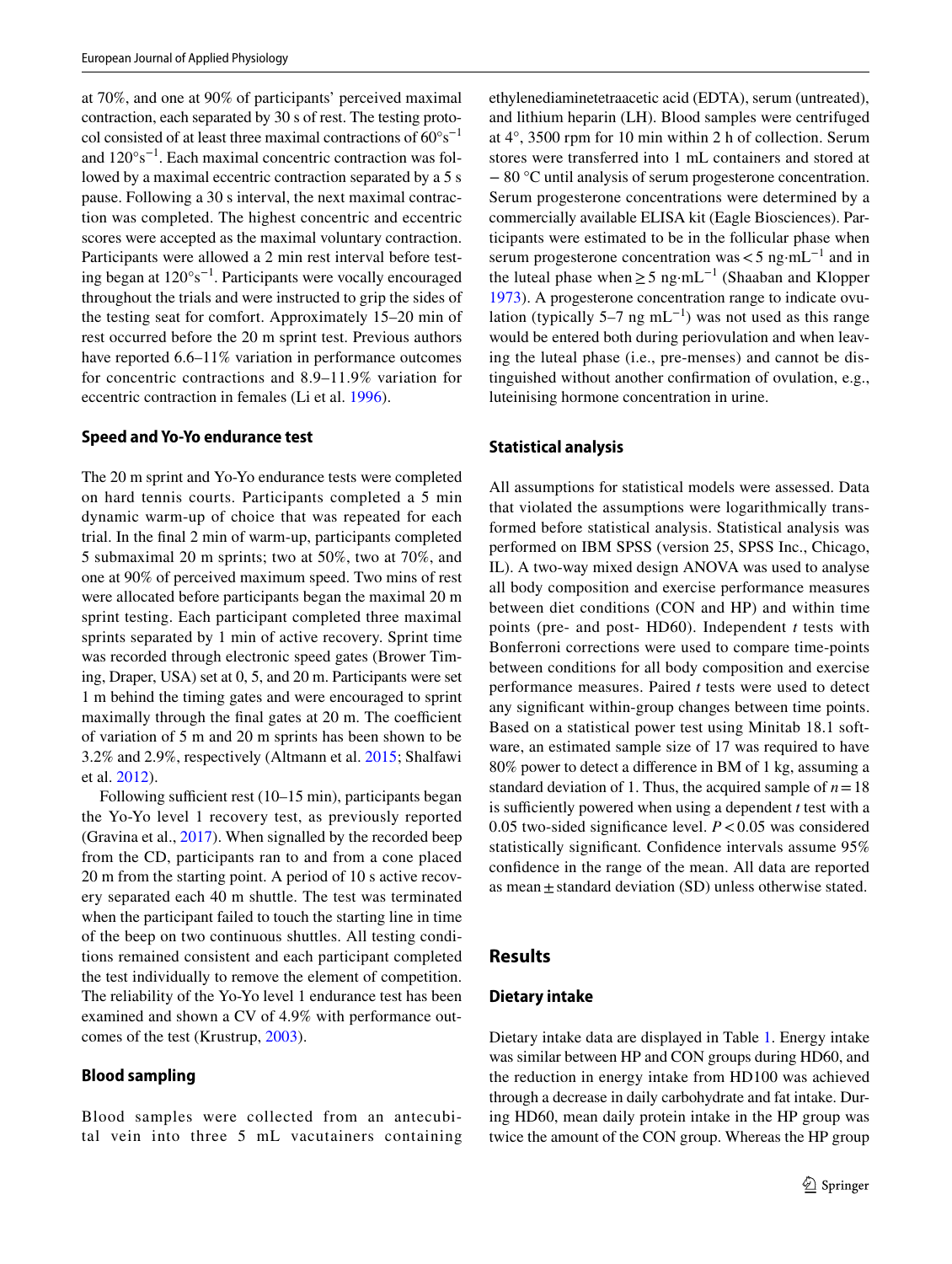at 70%, and one at 90% of participants' perceived maximal contraction, each separated by 30 s of rest. The testing protocol consisted of at least three maximal contractions of $60°s^{-1}$ and $120°s^{-1}$. Each maximal concentric contraction was followed by a maximal eccentric contraction separated by a 5 s pause. Following a 30 s interval, the next maximal contraction was completed. The highest concentric and eccentric scores were accepted as the maximal voluntary contraction. Participants were allowed a 2 min rest interval before testing began at $120°s^{-1}$. Participants were vocally encouraged throughout the trials and were instructed to grip the sides of the testing seat for comfort. Approximately 15–20 min of rest occurred before the 20 m sprint test. Previous authors have reported 6.6–11% variation in performance outcomes for concentric contractions and 8.9–11.9% variation for eccentric contraction in females (Li et al. 1996).

### Speed and Yo-Yo endurance test

The 20 m sprint and Yo-Yo endurance tests were completed on hard tennis courts. Participants completed a 5 min dynamic warm-up of choice that was repeated for each trial. In the final 2 min of warm-up, participants completed 5 submaximal 20 m sprints; two at 50%, two at 70%, and one at 90% of perceived maximum speed. Two mins of rest were allocated before participants began the maximal 20 m sprint testing. Each participant completed three maximal sprints separated by 1 min of active recovery. Sprint time was recorded through electronic speed gates (Brower Timing, Draper, USA) set at 0, 5, and 20 m. Participants were set 1 m behind the timing gates and were encouraged to sprint maximally through the final gates at 20 m. The coefficient of variation of 5 m and 20 m sprints has been shown to be 3.2% and 2.9%, respectively (Altmann et al. 2015; Shalfawi et al. 2012).

Following sufficient rest (10–15 min), participants began the Yo-Yo level 1 recovery test, as previously reported (Gravina et al., 2017). When signalled by the recorded beep from the CD, participants ran to and from a cone placed 20 m from the starting point. A period of 10 s active recovery separated each 40 m shuttle. The test was terminated when the participant failed to touch the starting line in time of the beep on two continuous shuttles. All testing conditions remained consistent and each participant completed the test individually to remove the element of competition. The reliability of the Yo-Yo level 1 endurance test has been examined and shown a CV of 4.9% with performance outcomes of the test (Krustrup, 2003).

### Blood sampling

Blood samples were collected from an antecubital vein into three 5 mL vacutainers containing ethylenediaminetetraacetic acid (EDTA), serum (untreated), and lithium heparin (LH). Blood samples were centrifuged at 4°, 3500 rpm for 10 min within 2 h of collection. Serum stores were transferred into 1 mL containers and stored at − 80 °C until analysis of serum progesterone concentration. Serum progesterone concentrations were determined by a commercially available ELISA kit (Eagle Biosciences). Participants were estimated to be in the follicular phase when serum progesterone concentration was $< 5$ ng·mL$^{-1}$ and in the luteal phase when $\geq 5$ ng·mL$^{-1}$ (Shaaban and Klopper 1973). A progesterone concentration range to indicate ovulation (typically 5–7 ng mL$^{-1}$) was not used as this range would be entered both during periovulation and when leaving the luteal phase (i.e., pre-menses) and cannot be distinguished without another confirmation of ovulation, e.g., luteinising hormone concentration in urine.

### Statistical analysis

All assumptions for statistical models were assessed. Data that violated the assumptions were logarithmically transformed before statistical analysis. Statistical analysis was performed on IBM SPSS (version 25, SPSS Inc., Chicago, IL). A two-way mixed design ANOVA was used to analyse all body composition and exercise performance measures between diet conditions (CON and HP) and within time points (pre- and post- HD60). Independent *t* tests with Bonferroni corrections were used to compare time-points between conditions for all body composition and exercise performance measures. Paired *t* tests were used to detect any significant within-group changes between time points. Based on a statistical power test using Minitab 18.1 software, an estimated sample size of 17 was required to have 80% power to detect a difference in BM of 1 kg, assuming a standard deviation of 1. Thus, the acquired sample of $n = 18$ is sufficiently powered when using a dependent *t* test with a 0.05 two-sided significance level. $P < 0.05$ was considered statistically significant. Confidence intervals assume 95% confidence in the range of the mean. All data are reported as mean ± standard deviation (SD) unless otherwise stated.

## Results

### Dietary intake

Dietary intake data are displayed in Table 1. Energy intake was similar between HP and CON groups during HD60, and the reduction in energy intake from HD100 was achieved through a decrease in daily carbohydrate and fat intake. During HD60, mean daily protein intake in the HP group was twice the amount of the CON group. Whereas the HP group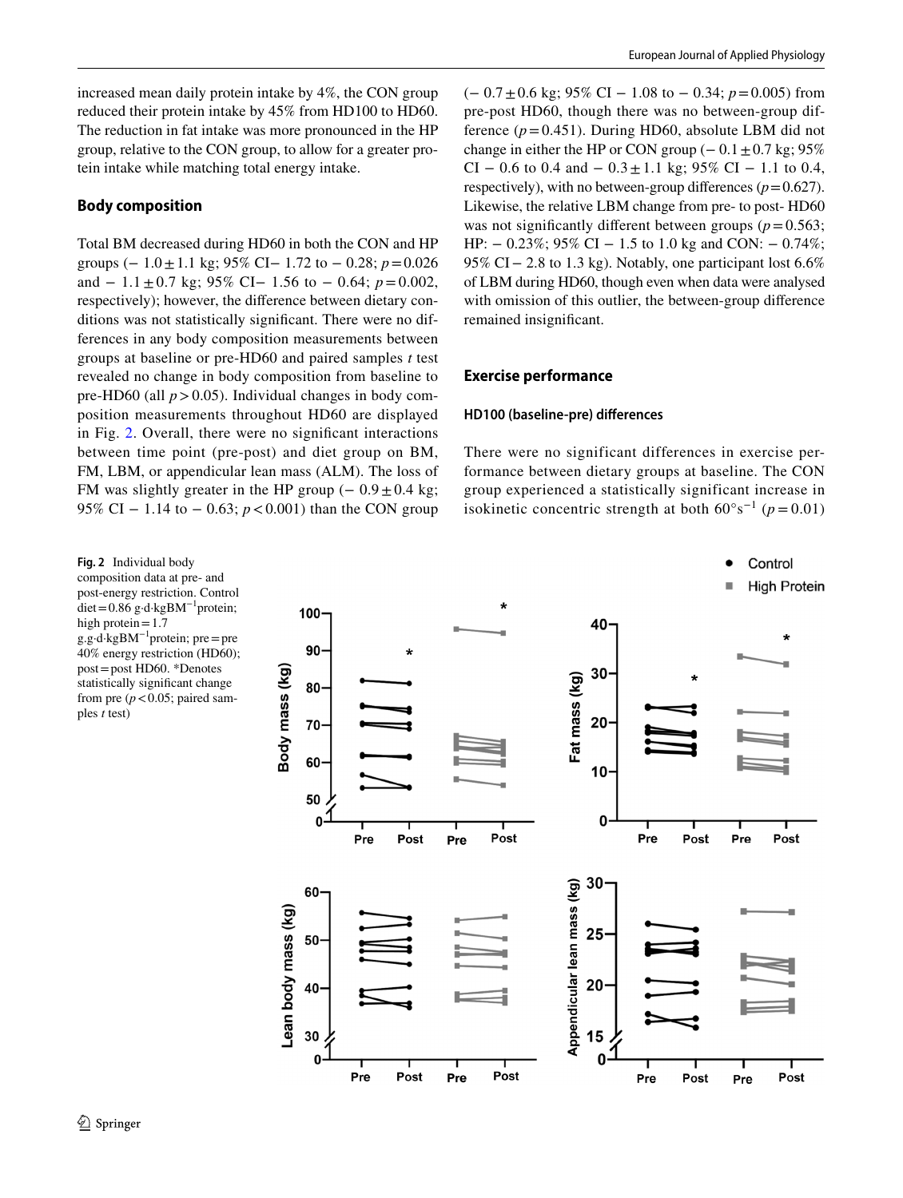increased mean daily protein intake by 4%, the CON group reduced their protein intake by 45% from HD100 to HD60. The reduction in fat intake was more pronounced in the HP group, relative to the CON group, to allow for a greater protein intake while matching total energy intake.

## Body composition

Total BM decreased during HD60 in both the CON and HP groups (− 1.0 ± 1.1 kg; 95% CI− 1.72 to − 0.28; $p = 0.026$ and − 1.1 ± 0.7 kg; 95% CI− 1.56 to − 0.64; $p = 0.002$, respectively); however, the difference between dietary conditions was not statistically significant. There were no differences in any body composition measurements between groups at baseline or pre-HD60 and paired samples *t* test revealed no change in body composition from baseline to pre-HD60 (all $p > 0.05$). Individual changes in body composition measurements throughout HD60 are displayed in Fig. 2. Overall, there were no significant interactions between time point (pre-post) and diet group on BM, FM, LBM, or appendicular lean mass (ALM). The loss of FM was slightly greater in the HP group (− 0.9 ± 0.4 kg; 95% CI − 1.14 to − 0.63; $p < 0.001$) than the CON group (− 0.7 ± 0.6 kg; 95% CI − 1.08 to − 0.34; $p = 0.005$) from pre-post HD60, though there was no between-group difference ($p = 0.451$). During HD60, absolute LBM did not change in either the HP or CON group (− 0.1 ± 0.7 kg; 95% CI − 0.6 to 0.4 and − 0.3 ± 1.1 kg; 95% CI − 1.1 to 0.4, respectively), with no between-group differences ($p = 0.627$). Likewise, the relative LBM change from pre- to post- HD60 was not significantly different between groups ($p = 0.563$; HP: − 0.23%; 95% CI − 1.5 to 1.0 kg and CON: − 0.74%; 95% CI − 2.8 to 1.3 kg). Notably, one participant lost 6.6% of LBM during HD60, though even when data were analysed with omission of this outlier, the between-group difference remained insignificant.

## Exercise performance

### HD100 (baseline-pre) differences

There were no significant differences in exercise performance between dietary groups at baseline. The CON group experienced a statistically significant increase in isokinetic concentric strength at both $60°s^{-1}$ ($p = 0.01$)

**Fig. 2** Individual body composition data at pre- and post-energy restriction. Control diet = 0.86 g·d·kgBM$^{-1}$protein; high protein = 1.7 g.g·d·kgBM$^{-1}$protein; pre = pre 40% energy restriction (HD60); post = post HD60. *Denotes statistically significant change from pre ($p < 0.05$; paired samples *t* test)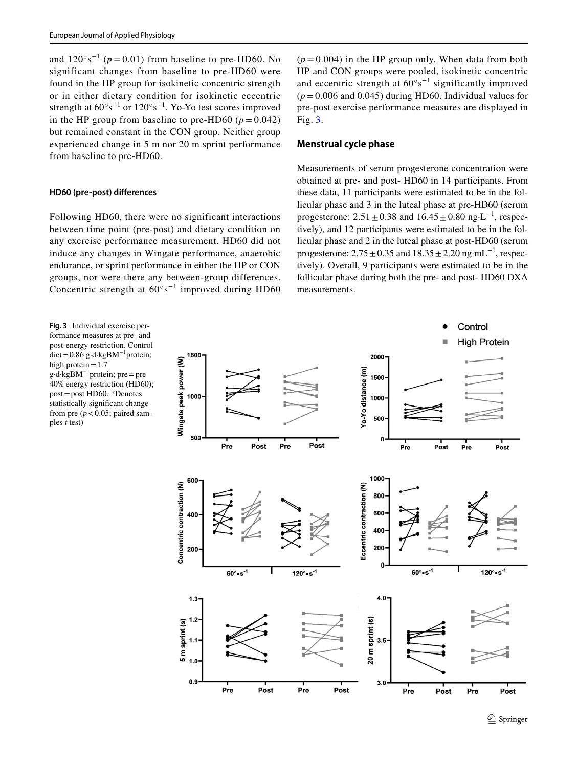and $120°s^{-1}$ ($p = 0.01$) from baseline to pre-HD60. No significant changes from baseline to pre-HD60 were found in the HP group for isokinetic concentric strength or in either dietary condition for isokinetic eccentric strength at $60°s^{-1}$ or $120°s^{-1}$. Yo-Yo test scores improved in the HP group from baseline to pre-HD60 ($p = 0.042$) but remained constant in the CON group. Neither group experienced change in 5 m nor 20 m sprint performance from baseline to pre-HD60.

#### HD60 (pre-post) differences

Following HD60, there were no significant interactions between time point (pre-post) and dietary condition on any exercise performance measurement. HD60 did not induce any changes in Wingate performance, anaerobic endurance, or sprint performance in either the HP or CON groups, nor were there any between-group differences. Concentric strength at $60°s^{-1}$ improved during HD60 ($p = 0.004$) in the HP group only. When data from both HP and CON groups were pooled, isokinetic concentric and eccentric strength at $60°s^{-1}$ significantly improved ($p = 0.006$ and 0.045) during HD60. Individual values for pre-post exercise performance measures are displayed in Fig. 3.

### Menstrual cycle phase

Measurements of serum progesterone concentration were obtained at pre- and post- HD60 in 14 participants. From these data, 11 participants were estimated to be in the follicular phase and 3 in the luteal phase at pre-HD60 (serum progesterone: $2.51 \pm 0.38$ and $16.45 \pm 0.80$ ng·L$^{-1}$, respectively), and 12 participants were estimated to be in the follicular phase and 2 in the luteal phase at post-HD60 (serum progesterone: $2.75 \pm 0.35$ and $18.35 \pm 2.20$ ng·mL$^{-1}$, respectively). Overall, 9 participants were estimated to be in the follicular phase during both the pre- and post- HD60 DXA measurements.

**Fig. 3** Individual exercise performance measures at pre- and post-energy restriction. Control diet = 0.86 g·d·kgBM$^{-1}$protein; high protein = 1.7 g·d·kgBM$^{-1}$protein; pre = pre 40% energy restriction (HD60); post = post HD60. *Denotes statistically significant change from pre ($p < 0.05$; paired samples *t* test)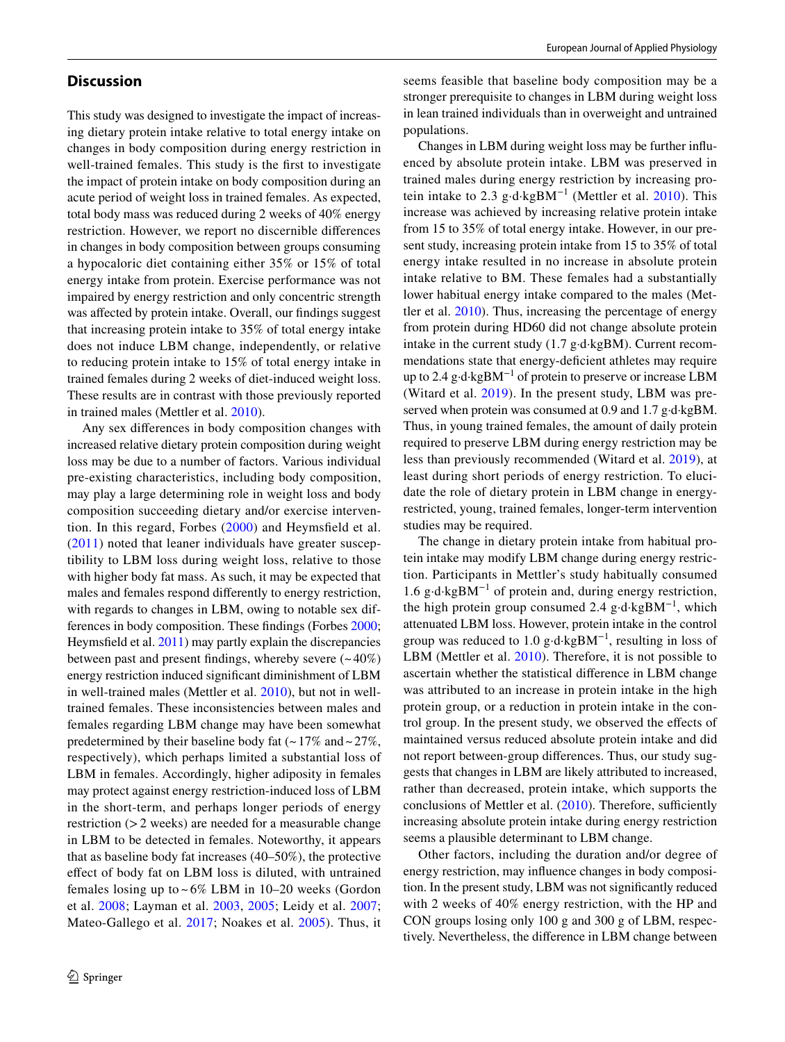## Discussion

This study was designed to investigate the impact of increasing dietary protein intake relative to total energy intake on changes in body composition during energy restriction in well-trained females. This study is the first to investigate the impact of protein intake on body composition during an acute period of weight loss in trained females. As expected, total body mass was reduced during 2 weeks of 40% energy restriction. However, we report no discernible differences in changes in body composition between groups consuming a hypocaloric diet containing either 35% or 15% of total energy intake from protein. Exercise performance was not impaired by energy restriction and only concentric strength was affected by protein intake. Overall, our findings suggest that increasing protein intake to 35% of total energy intake does not induce LBM change, independently, or relative to reducing protein intake to 15% of total energy intake in trained females during 2 weeks of diet-induced weight loss. These results are in contrast with those previously reported in trained males (Mettler et al. 2010).

Any sex differences in body composition changes with increased relative dietary protein composition during weight loss may be due to a number of factors. Various individual pre-existing characteristics, including body composition, may play a large determining role in weight loss and body composition succeeding dietary and/or exercise intervention. In this regard, Forbes (2000) and Heymsfield et al. (2011) noted that leaner individuals have greater susceptibility to LBM loss during weight loss, relative to those with higher body fat mass. As such, it may be expected that males and females respond differently to energy restriction, with regards to changes in LBM, owing to notable sex differences in body composition. These findings (Forbes 2000; Heymsfield et al. 2011) may partly explain the discrepancies between past and present findings, whereby severe (~40%) energy restriction induced significant diminishment of LBM in well-trained males (Mettler et al. 2010), but not in well-trained females. These inconsistencies between males and females regarding LBM change may have been somewhat predetermined by their baseline body fat (~17% and ~27%, respectively), which perhaps limited a substantial loss of LBM in females. Accordingly, higher adiposity in females may protect against energy restriction-induced loss of LBM in the short-term, and perhaps longer periods of energy restriction (> 2 weeks) are needed for a measurable change in LBM to be detected in females. Noteworthy, it appears that as baseline body fat increases (40–50%), the protective effect of body fat on LBM loss is diluted, with untrained females losing up to ~6% LBM in 10–20 weeks (Gordon et al. 2008; Layman et al. 2003, 2005; Leidy et al. 2007; Mateo-Gallego et al. 2017; Noakes et al. 2005). Thus, it seems feasible that baseline body composition may be a stronger prerequisite to changes in LBM during weight loss in lean trained individuals than in overweight and untrained populations.

Changes in LBM during weight loss may be further influenced by absolute protein intake. LBM was preserved in trained males during energy restriction by increasing protein intake to 2.3 g·d·kgBM$^{-1}$ (Mettler et al. 2010). This increase was achieved by increasing relative protein intake from 15 to 35% of total energy intake. However, in our present study, increasing protein intake from 15 to 35% of total energy intake resulted in no increase in absolute protein intake relative to BM. These females had a substantially lower habitual energy intake compared to the males (Mettler et al. 2010). Thus, increasing the percentage of energy from protein during HD60 did not change absolute protein intake in the current study (1.7 g·d·kgBM). Current recommendations state that energy-deficient athletes may require up to 2.4 g·d·kgBM$^{-1}$ of protein to preserve or increase LBM (Witard et al. 2019). In the present study, LBM was preserved when protein was consumed at 0.9 and 1.7 g·d·kgBM. Thus, in young trained females, the amount of daily protein required to preserve LBM during energy restriction may be less than previously recommended (Witard et al. 2019), at least during short periods of energy restriction. To elucidate the role of dietary protein in LBM change in energy-restricted, young, trained females, longer-term intervention studies may be required.

The change in dietary protein intake from habitual protein intake may modify LBM change during energy restriction. Participants in Mettler's study habitually consumed 1.6 g·d·kgBM$^{-1}$ of protein and, during energy restriction, the high protein group consumed 2.4 g·d·kgBM$^{-1}$, which attenuated LBM loss. However, protein intake in the control group was reduced to 1.0 g·d·kgBM$^{-1}$, resulting in loss of LBM (Mettler et al. 2010). Therefore, it is not possible to ascertain whether the statistical difference in LBM change was attributed to an increase in protein intake in the high protein group, or a reduction in protein intake in the control group. In the present study, we observed the effects of maintained versus reduced absolute protein intake and did not report between-group differences. Thus, our study suggests that changes in LBM are likely attributed to increased, rather than decreased, protein intake, which supports the conclusions of Mettler et al. (2010). Therefore, sufficiently increasing absolute protein intake during energy restriction seems a plausible determinant to LBM change.

Other factors, including the duration and/or degree of energy restriction, may influence changes in body composition. In the present study, LBM was not significantly reduced with 2 weeks of 40% energy restriction, with the HP and CON groups losing only 100 g and 300 g of LBM, respectively. Nevertheless, the difference in LBM change between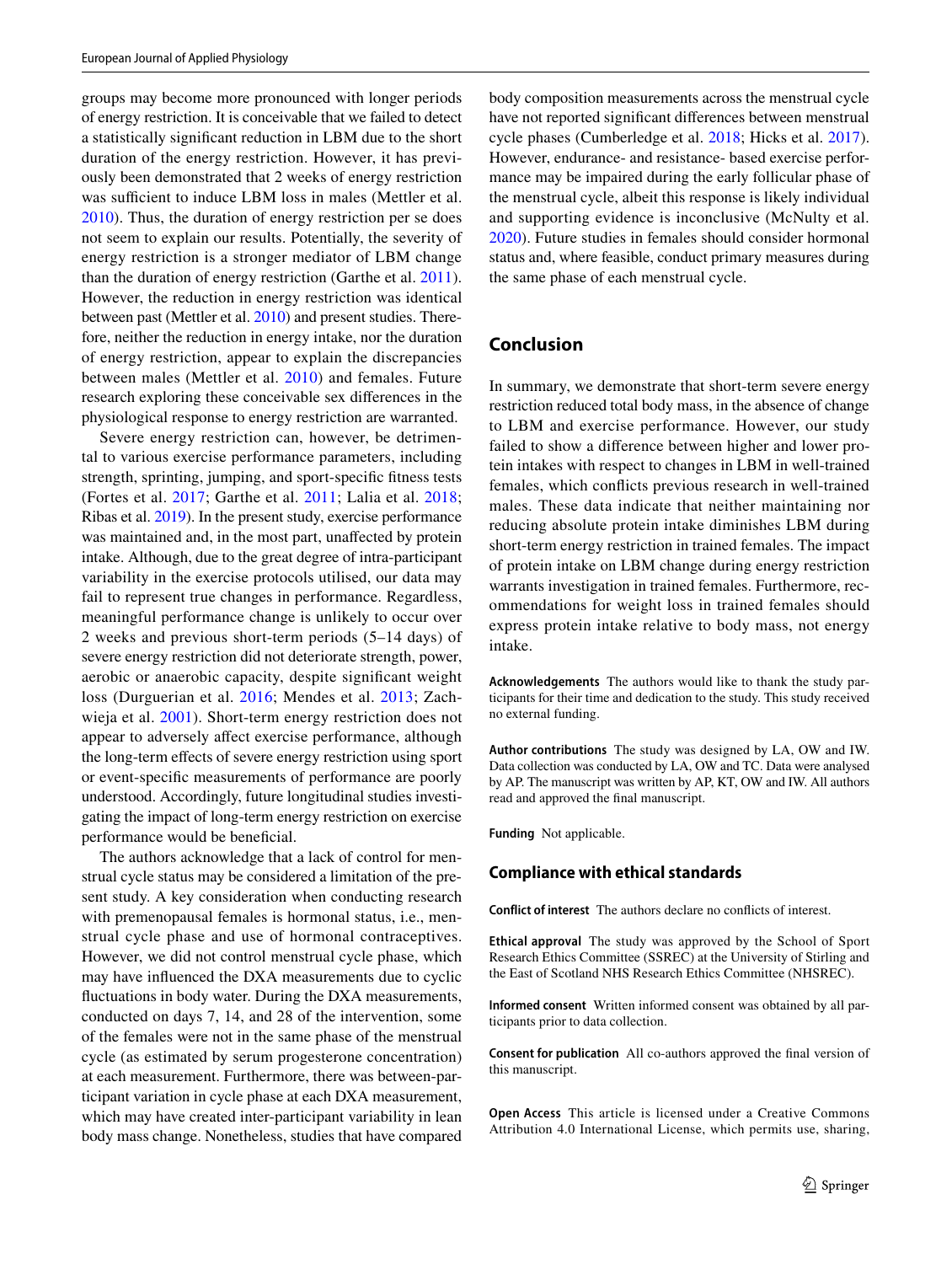groups may become more pronounced with longer periods of energy restriction. It is conceivable that we failed to detect a statistically significant reduction in LBM due to the short duration of the energy restriction. However, it has previously been demonstrated that 2 weeks of energy restriction was sufficient to induce LBM loss in males (Mettler et al. 2010). Thus, the duration of energy restriction per se does not seem to explain our results. Potentially, the severity of energy restriction is a stronger mediator of LBM change than the duration of energy restriction (Garthe et al. 2011). However, the reduction in energy restriction was identical between past (Mettler et al. 2010) and present studies. Therefore, neither the reduction in energy intake, nor the duration of energy restriction, appear to explain the discrepancies between males (Mettler et al. 2010) and females. Future research exploring these conceivable sex differences in the physiological response to energy restriction are warranted.

Severe energy restriction can, however, be detrimental to various exercise performance parameters, including strength, sprinting, jumping, and sport-specific fitness tests (Fortes et al. 2017; Garthe et al. 2011; Lalia et al. 2018; Ribas et al. 2019). In the present study, exercise performance was maintained and, in the most part, unaffected by protein intake. Although, due to the great degree of intra-participant variability in the exercise protocols utilised, our data may fail to represent true changes in performance. Regardless, meaningful performance change is unlikely to occur over 2 weeks and previous short-term periods (5–14 days) of severe energy restriction did not deteriorate strength, power, aerobic or anaerobic capacity, despite significant weight loss (Durguerian et al. 2016; Mendes et al. 2013; Zachwieja et al. 2001). Short-term energy restriction does not appear to adversely affect exercise performance, although the long-term effects of severe energy restriction using sport or event-specific measurements of performance are poorly understood. Accordingly, future longitudinal studies investigating the impact of long-term energy restriction on exercise performance would be beneficial.

The authors acknowledge that a lack of control for menstrual cycle status may be considered a limitation of the present study. A key consideration when conducting research with premenopausal females is hormonal status, i.e., menstrual cycle phase and use of hormonal contraceptives. However, we did not control menstrual cycle phase, which may have influenced the DXA measurements due to cyclic fluctuations in body water. During the DXA measurements, conducted on days 7, 14, and 28 of the intervention, some of the females were not in the same phase of the menstrual cycle (as estimated by serum progesterone concentration) at each measurement. Furthermore, there was between-participant variation in cycle phase at each DXA measurement, which may have created inter-participant variability in lean body mass change. Nonetheless, studies that have compared body composition measurements across the menstrual cycle have not reported significant differences between menstrual cycle phases (Cumberledge et al. 2018; Hicks et al. 2017). However, endurance- and resistance- based exercise performance may be impaired during the early follicular phase of the menstrual cycle, albeit this response is likely individual and supporting evidence is inconclusive (McNulty et al. 2020). Future studies in females should consider hormonal status and, where feasible, conduct primary measures during the same phase of each menstrual cycle.

## Conclusion

In summary, we demonstrate that short-term severe energy restriction reduced total body mass, in the absence of change to LBM and exercise performance. However, our study failed to show a difference between higher and lower protein intakes with respect to changes in LBM in well-trained females, which conflicts previous research in well-trained males. These data indicate that neither maintaining nor reducing absolute protein intake diminishes LBM during short-term energy restriction in trained females. The impact of protein intake on LBM change during energy restriction warrants investigation in trained females. Furthermore, recommendations for weight loss in trained females should express protein intake relative to body mass, not energy intake.

**Acknowledgements** The authors would like to thank the study participants for their time and dedication to the study. This study received no external funding.

**Author contributions** The study was designed by LA, OW and IW. Data collection was conducted by LA, OW and TC. Data were analysed by AP. The manuscript was written by AP, KT, OW and IW. All authors read and approved the final manuscript.

**Funding** Not applicable.

### Compliance with ethical standards

**Conflict of interest** The authors declare no conflicts of interest.

**Ethical approval** The study was approved by the School of Sport Research Ethics Committee (SSREC) at the University of Stirling and the East of Scotland NHS Research Ethics Committee (NHSREC).

**Informed consent** Written informed consent was obtained by all participants prior to data collection.

**Consent for publication** All co-authors approved the final version of this manuscript.

**Open Access** This article is licensed under a Creative Commons Attribution 4.0 International License, which permits use, sharing,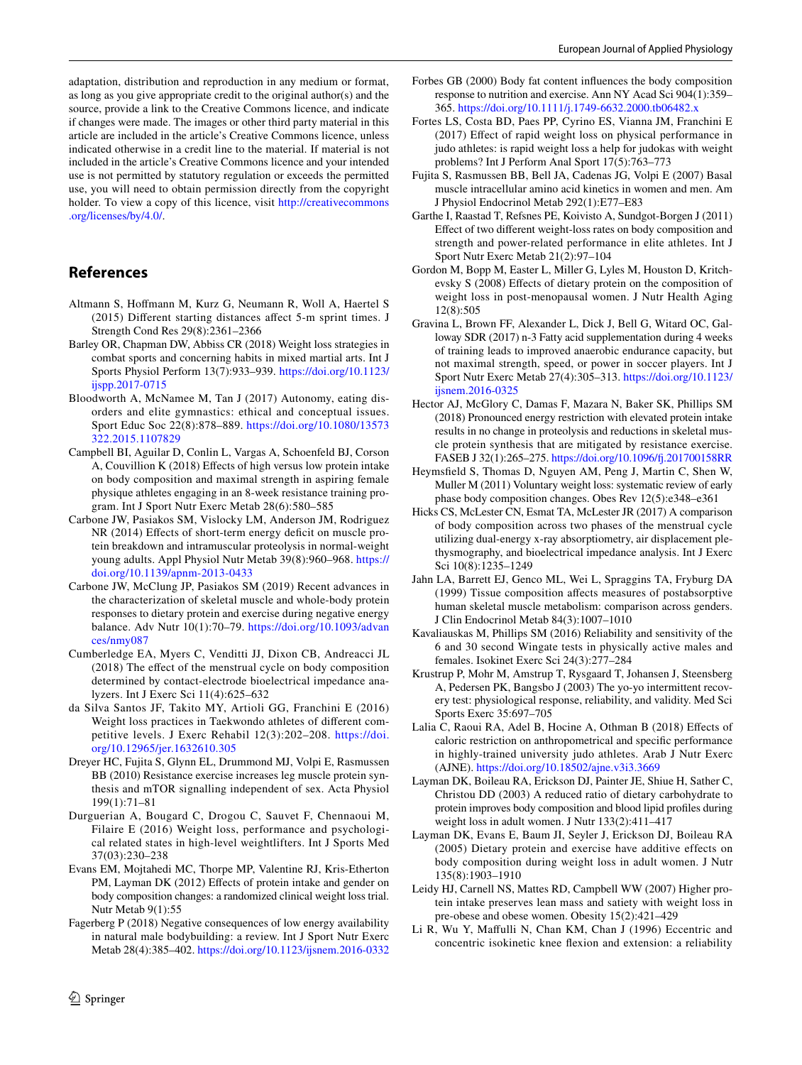adaptation, distribution and reproduction in any medium or format, as long as you give appropriate credit to the original author(s) and the source, provide a link to the Creative Commons licence, and indicate if changes were made. The images or other third party material in this article are included in the article's Creative Commons licence, unless indicated otherwise in a credit line to the material. If material is not included in the article's Creative Commons licence and your intended use is not permitted by statutory regulation or exceeds the permitted use, you will need to obtain permission directly from the copyright holder. To view a copy of this licence, visit http://creativecommons.org/licenses/by/4.0/.

## References

Altmann S, Hoffmann M, Kurz G, Neumann R, Woll A, Haertel S (2015) Different starting distances affect 5-m sprint times. J Strength Cond Res 29(8):2361–2366

Barley OR, Chapman DW, Abbiss CR (2018) Weight loss strategies in combat sports and concerning habits in mixed martial arts. Int J Sports Physiol Perform 13(7):933–939. https://doi.org/10.1123/ijspp.2017-0715

Bloodworth A, McNamee M, Tan J (2017) Autonomy, eating disorders and elite gymnastics: ethical and conceptual issues. Sport Educ Soc 22(8):878–889. https://doi.org/10.1080/13573322.2015.1107829

Campbell BI, Aguilar D, Conlin L, Vargas A, Schoenfeld BJ, Corson A, Couvillion K (2018) Effects of high versus low protein intake on body composition and maximal strength in aspiring female physique athletes engaging in an 8-week resistance training program. Int J Sport Nutr Exerc Metab 28(6):580–585

Carbone JW, Pasiakos SM, Vislocky LM, Anderson JM, Rodriguez NR (2014) Effects of short-term energy deficit on muscle protein breakdown and intramuscular proteolysis in normal-weight young adults. Appl Physiol Nutr Metab 39(8):960–968. https://doi.org/10.1139/apnm-2013-0433

Carbone JW, McClung JP, Pasiakos SM (2019) Recent advances in the characterization of skeletal muscle and whole-body protein responses to dietary protein and exercise during negative energy balance. Adv Nutr 10(1):70–79. https://doi.org/10.1093/advances/nmy087

Cumberledge EA, Myers C, Venditti JJ, Dixon CB, Andreacci JL (2018) The effect of the menstrual cycle on body composition determined by contact-electrode bioelectrical impedance analyzers. Int J Exerc Sci 11(4):625–632

da Silva Santos JF, Takito MY, Artioli GG, Franchini E (2016) Weight loss practices in Taekwondo athletes of different competitive levels. J Exerc Rehabil 12(3):202–208. https://doi.org/10.12965/jer.1632610.305

Dreyer HC, Fujita S, Glynn EL, Drummond MJ, Volpi E, Rasmussen BB (2010) Resistance exercise increases leg muscle protein synthesis and mTOR signalling independent of sex. Acta Physiol 199(1):71–81

Durguerian A, Bougard C, Drogou C, Sauvet F, Chennaoui M, Filaire E (2016) Weight loss, performance and psychological related states in high-level weightlifters. Int J Sports Med 37(03):230–238

Evans EM, Mojtahedi MC, Thorpe MP, Valentine RJ, Kris-Etherton PM, Layman DK (2012) Effects of protein intake and gender on body composition changes: a randomized clinical weight loss trial. Nutr Metab 9(1):55

Fagerberg P (2018) Negative consequences of low energy availability in natural male bodybuilding: a review. Int J Sport Nutr Exerc Metab 28(4):385–402. https://doi.org/10.1123/ijsnem.2016-0332

Forbes GB (2000) Body fat content influences the body composition response to nutrition and exercise. Ann NY Acad Sci 904(1):359–365. https://doi.org/10.1111/j.1749-6632.2000.tb06482.x

Fortes LS, Costa BD, Paes PP, Cyrino ES, Vianna JM, Franchini E (2017) Effect of rapid weight loss on physical performance in judo athletes: is rapid weight loss a help for judokas with weight problems? Int J Perform Anal Sport 17(5):763–773

Fujita S, Rasmussen BB, Bell JA, Cadenas JG, Volpi E (2007) Basal muscle intracellular amino acid kinetics in women and men. Am J Physiol Endocrinol Metab 292(1):E77–E83

Garthe I, Raastad T, Refsnes PE, Koivisto A, Sundgot-Borgen J (2011) Effect of two different weight-loss rates on body composition and strength and power-related performance in elite athletes. Int J Sport Nutr Exerc Metab 21(2):97–104

Gordon M, Bopp M, Easter L, Miller G, Lyles M, Houston D, Kritchevsky S (2008) Effects of dietary protein on the composition of weight loss in post-menopausal women. J Nutr Health Aging 12(8):505

Gravina L, Brown FF, Alexander L, Dick J, Bell G, Witard OC, Galloway SDR (2017) n-3 Fatty acid supplementation during 4 weeks of training leads to improved anaerobic endurance capacity, but not maximal strength, speed, or power in soccer players. Int J Sport Nutr Exerc Metab 27(4):305–313. https://doi.org/10.1123/ijsnem.2016-0325

Hector AJ, McGlory C, Damas F, Mazara N, Baker SK, Phillips SM (2018) Pronounced energy restriction with elevated protein intake results in no change in proteolysis and reductions in skeletal muscle protein synthesis that are mitigated by resistance exercise. FASEB J 32(1):265–275. https://doi.org/10.1096/fj.201700158RR

Heymsfield S, Thomas D, Nguyen AM, Peng J, Martin C, Shen W, Muller M (2011) Voluntary weight loss: systematic review of early phase body composition changes. Obes Rev 12(5):e348–e361

Hicks CS, McLester CN, Esmat TA, McLester JR (2017) A comparison of body composition across two phases of the menstrual cycle utilizing dual-energy x-ray absorptiometry, air displacement plethysmography, and bioelectrical impedance analysis. Int J Exerc Sci 10(8):1235–1249

Jahn LA, Barrett EJ, Genco ML, Wei L, Spraggins TA, Fryburg DA (1999) Tissue composition affects measures of postabsorptive human skeletal muscle metabolism: comparison across genders. J Clin Endocrinol Metab 84(3):1007–1010

Kavaliauskas M, Phillips SM (2016) Reliability and sensitivity of the 6 and 30 second Wingate tests in physically active males and females. Isokinet Exerc Sci 24(3):277–284

Krustrup P, Mohr M, Amstrup T, Rysgaard T, Johansen J, Steensberg A, Pedersen PK, Bangsbo J (2003) The yo-yo intermittent recovery test: physiological response, reliability, and validity. Med Sci Sports Exerc 35:697–705

Lalia C, Raoui RA, Adel B, Hocine A, Othman B (2018) Effects of caloric restriction on anthropometrical and specific performance in highly-trained university judo athletes. Arab J Nutr Exerc (AJNE). https://doi.org/10.18502/ajne.v3i3.3669

Layman DK, Boileau RA, Erickson DJ, Painter JE, Shiue H, Sather C, Christou DD (2003) A reduced ratio of dietary carbohydrate to protein improves body composition and blood lipid profiles during weight loss in adult women. J Nutr 133(2):411–417

Layman DK, Evans E, Baum JI, Seyler J, Erickson DJ, Boileau RA (2005) Dietary protein and exercise have additive effects on body composition during weight loss in adult women. J Nutr 135(8):1903–1910

Leidy HJ, Carnell NS, Mattes RD, Campbell WW (2007) Higher protein intake preserves lean mass and satiety with weight loss in pre-obese and obese women. Obesity 15(2):421–429

Li R, Wu Y, Maffulli N, Chan KM, Chan J (1996) Eccentric and concentric isokinetic knee flexion and extension: a reliability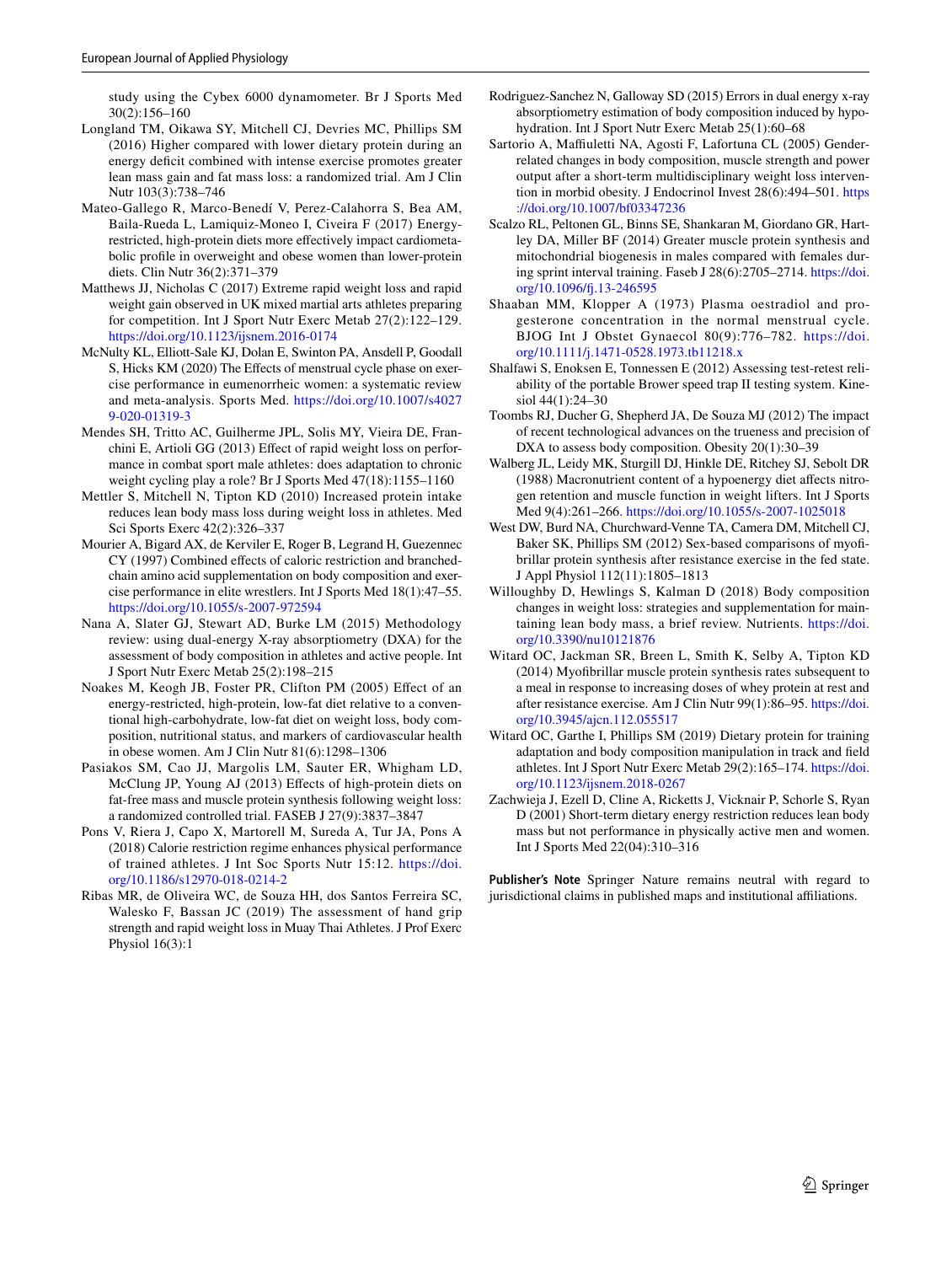study using the Cybex 6000 dynamometer. Br J Sports Med 30(2):156–160

Longland TM, Oikawa SY, Mitchell CJ, Devries MC, Phillips SM (2016) Higher compared with lower dietary protein during an energy deficit combined with intense exercise promotes greater lean mass gain and fat mass loss: a randomized trial. Am J Clin Nutr 103(3):738–746

Mateo-Gallego R, Marco-Benedí V, Perez-Calahorra S, Bea AM, Baila-Rueda L, Lamiquiz-Moneo I, Civeira F (2017) Energy-restricted, high-protein diets more effectively impact cardiometabolic profile in overweight and obese women than lower-protein diets. Clin Nutr 36(2):371–379

Matthews JJ, Nicholas C (2017) Extreme rapid weight loss and rapid weight gain observed in UK mixed martial arts athletes preparing for competition. Int J Sport Nutr Exerc Metab 27(2):122–129. https://doi.org/10.1123/ijsnem.2016-0174

McNulty KL, Elliott-Sale KJ, Dolan E, Swinton PA, Ansdell P, Goodall S, Hicks KM (2020) The Effects of menstrual cycle phase on exercise performance in eumenorrheic women: a systematic review and meta-analysis. Sports Med. https://doi.org/10.1007/s40279-020-01319-3

Mendes SH, Tritto AC, Guilherme JPL, Solis MY, Vieira DE, Franchini E, Artioli GG (2013) Effect of rapid weight loss on performance in combat sport male athletes: does adaptation to chronic weight cycling play a role? Br J Sports Med 47(18):1155–1160

Mettler S, Mitchell N, Tipton KD (2010) Increased protein intake reduces lean body mass loss during weight loss in athletes. Med Sci Sports Exerc 42(2):326–337

Mourier A, Bigard AX, de Kerviler E, Roger B, Legrand H, Guezennec CY (1997) Combined effects of caloric restriction and branched-chain amino acid supplementation on body composition and exercise performance in elite wrestlers. Int J Sports Med 18(1):47–55. https://doi.org/10.1055/s-2007-972594

Nana A, Slater GJ, Stewart AD, Burke LM (2015) Methodology review: using dual-energy X-ray absorptiometry (DXA) for the assessment of body composition in athletes and active people. Int J Sport Nutr Exerc Metab 25(2):198–215

Noakes M, Keogh JB, Foster PR, Clifton PM (2005) Effect of an energy-restricted, high-protein, low-fat diet relative to a conventional high-carbohydrate, low-fat diet on weight loss, body composition, nutritional status, and markers of cardiovascular health in obese women. Am J Clin Nutr 81(6):1298–1306

Pasiakos SM, Cao JJ, Margolis LM, Sauter ER, Whigham LD, McClung JP, Young AJ (2013) Effects of high-protein diets on fat-free mass and muscle protein synthesis following weight loss: a randomized controlled trial. FASEB J 27(9):3837–3847

Pons V, Riera J, Capo X, Martorell M, Sureda A, Tur JA, Pons A (2018) Calorie restriction regime enhances physical performance of trained athletes. J Int Soc Sports Nutr 15:12. https://doi.org/10.1186/s12970-018-0214-2

Ribas MR, de Oliveira WC, de Souza HH, dos Santos Ferreira SC, Walesko F, Bassan JC (2019) The assessment of hand grip strength and rapid weight loss in Muay Thai Athletes. J Prof Exerc Physiol 16(3):1

Rodriguez-Sanchez N, Galloway SD (2015) Errors in dual energy x-ray absorptiometry estimation of body composition induced by hypohydration. Int J Sport Nutr Exerc Metab 25(1):60–68

Sartorio A, Maffiuletti NA, Agosti F, Lafortuna CL (2005) Gender-related changes in body composition, muscle strength and power output after a short-term multidisciplinary weight loss intervention in morbid obesity. J Endocrinol Invest 28(6):494–501. https://doi.org/10.1007/bf03347236

Scalzo RL, Peltonen GL, Binns SE, Shankaran M, Giordano GR, Hartley DA, Miller BF (2014) Greater muscle protein synthesis and mitochondrial biogenesis in males compared with females during sprint interval training. Faseb J 28(6):2705–2714. https://doi.org/10.1096/fj.13-246595

Shaaban MM, Klopper A (1973) Plasma oestradiol and progesterone concentration in the normal menstrual cycle. BJOG Int J Obstet Gynaecol 80(9):776–782. https://doi.org/10.1111/j.1471-0528.1973.tb11218.x

Shalfawi S, Enoksen E, Tonnessen E (2012) Assessing test-retest reliability of the portable Brower speed trap II testing system. Kinesiol 44(1):24–30

Toombs RJ, Ducher G, Shepherd JA, De Souza MJ (2012) The impact of recent technological advances on the trueness and precision of DXA to assess body composition. Obesity 20(1):30–39

Walberg JL, Leidy MK, Sturgill DJ, Hinkle DE, Ritchey SJ, Sebolt DR (1988) Macronutrient content of a hypoenergy diet affects nitrogen retention and muscle function in weight lifters. Int J Sports Med 9(4):261–266. https://doi.org/10.1055/s-2007-1025018

West DW, Burd NA, Churchward-Venne TA, Camera DM, Mitchell CJ, Baker SK, Phillips SM (2012) Sex-based comparisons of myofibrillar protein synthesis after resistance exercise in the fed state. J Appl Physiol 112(11):1805–1813

Willoughby D, Hewlings S, Kalman D (2018) Body composition changes in weight loss: strategies and supplementation for maintaining lean body mass, a brief review. Nutrients. https://doi.org/10.3390/nu10121876

Witard OC, Jackman SR, Breen L, Smith K, Selby A, Tipton KD (2014) Myofibrillar muscle protein synthesis rates subsequent to a meal in response to increasing doses of whey protein at rest and after resistance exercise. Am J Clin Nutr 99(1):86–95. https://doi.org/10.3945/ajcn.112.055517

Witard OC, Garthe I, Phillips SM (2019) Dietary protein for training adaptation and body composition manipulation in track and field athletes. Int J Sport Nutr Exerc Metab 29(2):165–174. https://doi.org/10.1123/ijsnem.2018-0267

Zachwieja J, Ezell D, Cline A, Ricketts J, Vicknair P, Schorle S, Ryan D (2001) Short-term dietary energy restriction reduces lean body mass but not performance in physically active men and women. Int J Sports Med 22(04):310–316

**Publisher's Note** Springer Nature remains neutral with regard to jurisdictional claims in published maps and institutional affiliations.